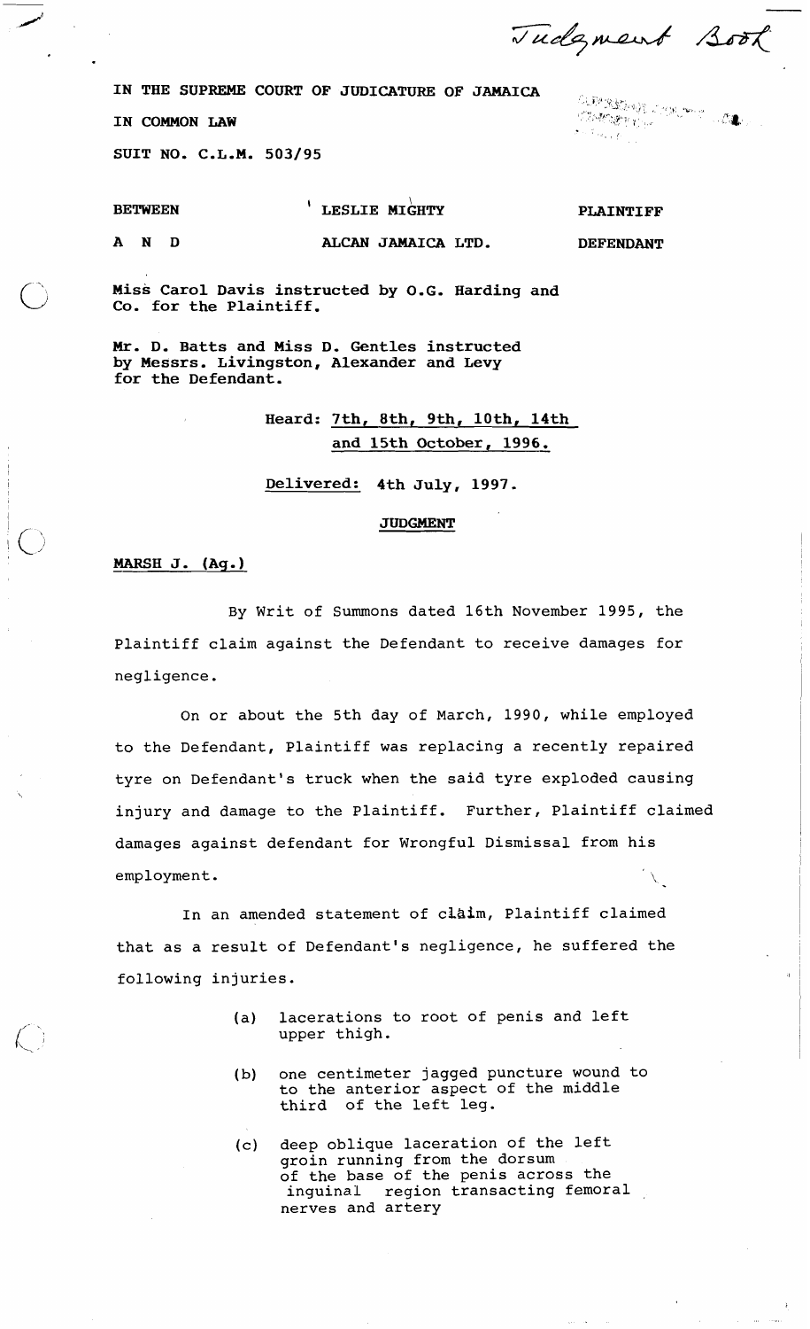Judgment Book

IN THE SUPREME COURT OF JUDICATURE OF JAMAICA

IN COMMON LAW

SUIT NO. C.L.M. 503/95

| | | |
|---|---|---|
| BETWEEN | LESLIE MIGHTY | PLAINTIFF |
| A N D | ALCAN JAMAICA LTD. | DEFENDANT |

Miss Carol Davis instructed by O.G. Harding and Co. for the Plaintiff.

Mr. D. Batts and Miss D. Gentles instructed by Messrs. Livingston, Alexander and Levy for the Defendant.

Heard: 7th, 8th, 9th, 10th, 14th and 15th October, 1996.

Delivered: 4th July, 1997.

## JUDGMENT

**MARSH J. (Ag.)**

By Writ of Summons dated 16th November 1995, the Plaintiff claim against the Defendant to receive damages for negligence.

On or about the 5th day of March, 1990, while employed to the Defendant, Plaintiff was replacing a recently repaired tyre on Defendant's truck when the said tyre exploded causing injury and damage to the Plaintiff. Further, Plaintiff claimed damages against defendant for Wrongful Dismissal from his employment.

In an amended statement of claim, Plaintiff claimed that as a result of Defendant's negligence, he suffered the following injuries.

(a) lacerations to root of penis and left upper thigh.

(b) one centimeter jagged puncture wound to to the anterior aspect of the middle third of the left leg.

(c) deep oblique laceration of the left groin running from the dorsum of the base of the penis across the inguinal region transacting femoral nerves and artery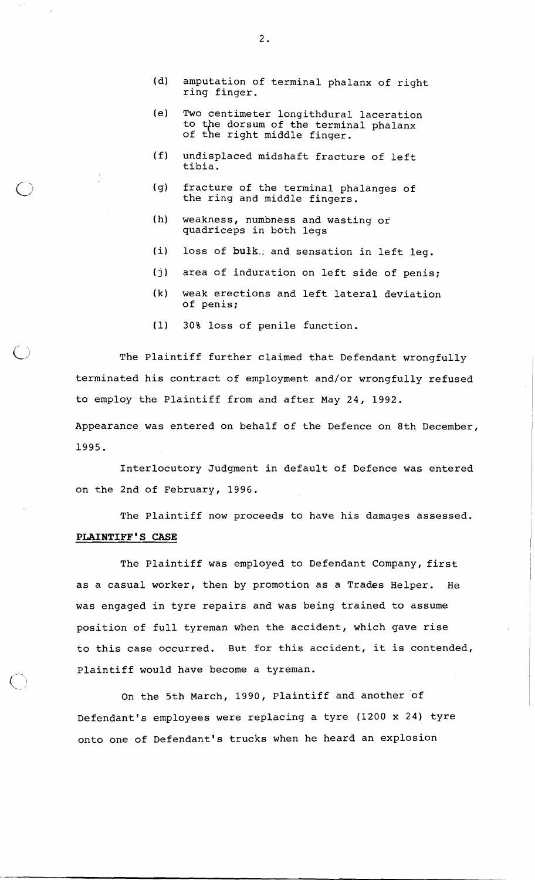(d) amputation of terminal phalanx of right ring finger.

(e) Two centimeter longithdural laceration to the dorsum of the terminal phalanx of the right middle finger.

(f) undisplaced midshaft fracture of left tibia.

(g) fracture of the terminal phalanges of the ring and middle fingers.

(h) weakness, numbness and wasting or quadriceps in both legs

(i) loss of bulk and sensation in left leg.

(j) area of induration on left side of penis;

(k) weak erections and left lateral deviation of penis;

(l) 30% loss of penile function.

The Plaintiff further claimed that Defendant wrongfully terminated his contract of employment and/or wrongfully refused to employ the Plaintiff from and after May 24, 1992.

Appearance was entered on behalf of the Defence on 8th December, 1995.

Interlocutory Judgment in default of Defence was entered on the 2nd of February, 1996.

The Plaintiff now proceeds to have his damages assessed.

**PLAINTIFF'S CASE**

The Plaintiff was employed to Defendant Company, first as a casual worker, then by promotion as a Trades Helper. He was engaged in tyre repairs and was being trained to assume position of full tyreman when the accident, which gave rise to this case occurred. But for this accident, it is contended, Plaintiff would have become a tyreman.

On the 5th March, 1990, Plaintiff and another of Defendant's employees were replacing a tyre (1200 x 24) tyre onto one of Defendant's trucks when he heard an explosion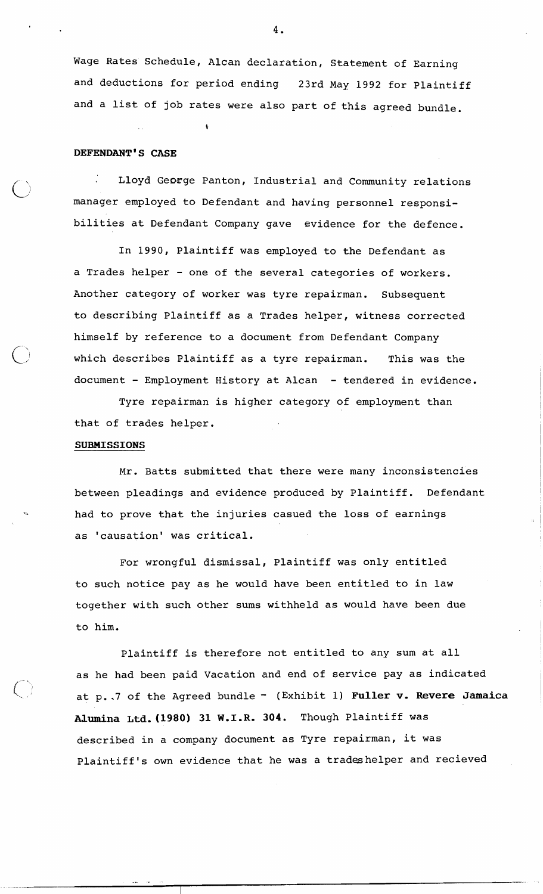Wage Rates Schedule, Alcan declaration, Statement of Earning and deductions for period ending 23rd May 1992 for Plaintiff and a list of job rates were also part of this agreed bundle.

**DEFENDANT'S CASE**

Lloyd George Panton, Industrial and Community relations manager employed to Defendant and having personnel responsibilities at Defendant Company gave evidence for the defence.

In 1990, Plaintiff was employed to the Defendant as a Trades helper - one of the several categories of workers. Another category of worker was tyre repairman. Subsequent to describing Plaintiff as a Trades helper, witness corrected himself by reference to a document from Defendant Company which describes Plaintiff as a tyre repairman. This was the document - Employment History at Alcan - tendered in evidence.

Tyre repairman is higher category of employment than that of trades helper.

**SUBMISSIONS**

Mr. Batts submitted that there were many inconsistencies between pleadings and evidence produced by Plaintiff. Defendant had to prove that the injuries casued the loss of earnings as 'causation' was critical.

For wrongful dismissal, Plaintiff was only entitled to such notice pay as he would have been entitled to in law together with such other sums withheld as would have been due to him.

Plaintiff is therefore not entitled to any sum at all as he had been paid Vacation and end of service pay as indicated at p..7 of the Agreed bundle - (Exhibit 1) **Fuller v. Revere Jamaica Alumina Ltd. (1980) 31 W.I.R. 304.** Though Plaintiff was described in a company document as Tyre repairman, it was Plaintiff's own evidence that he was a tradeshelper and recieved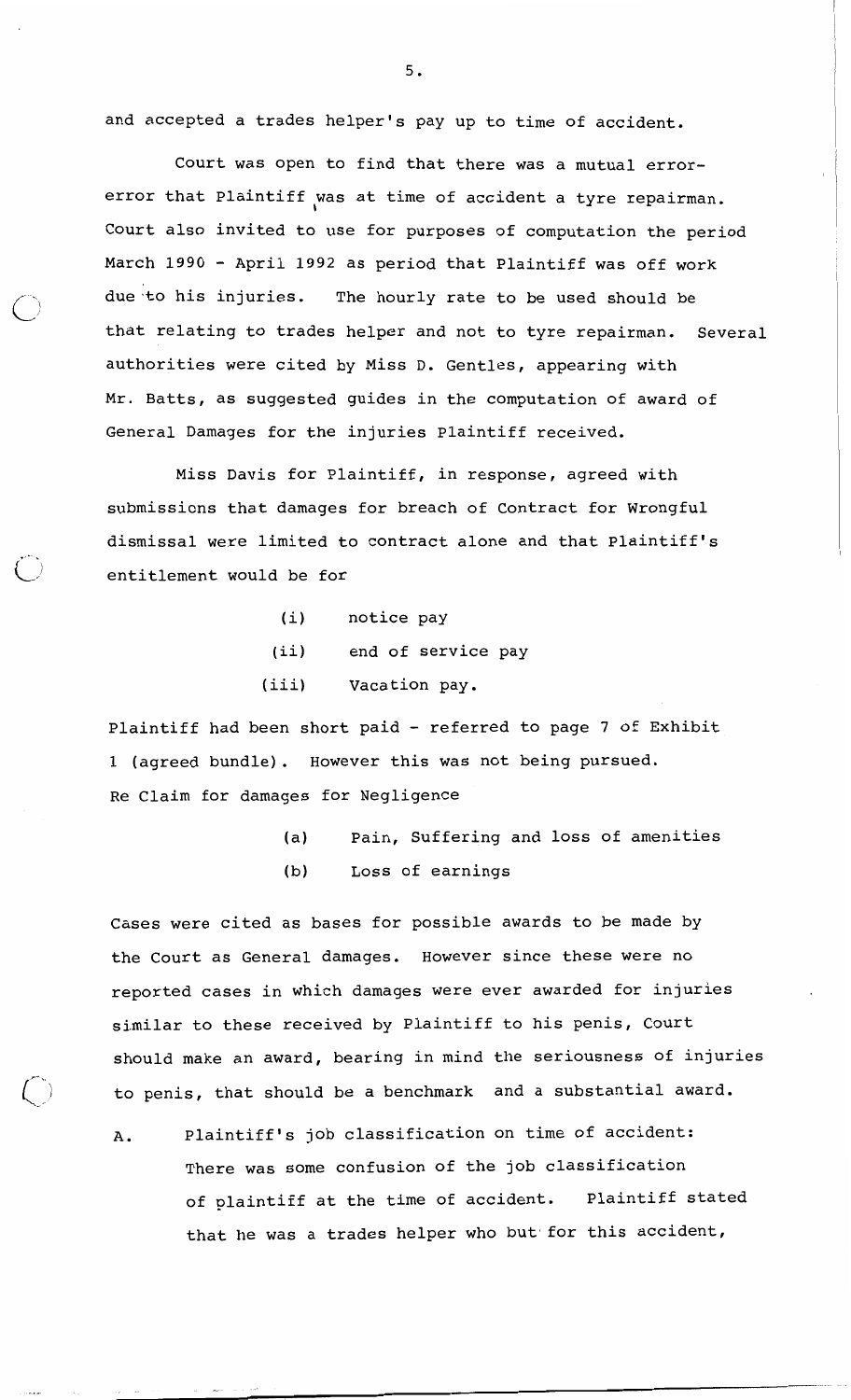and accepted a trades helper's pay up to time of accident.

Court was open to find that there was a mutual error-error that Plaintiff was at time of accident a tyre repairman. Court also invited to use for purposes of computation the period March 1990 - April 1992 as period that Plaintiff was off work due to his injuries. The hourly rate to be used should be that relating to trades helper and not to tyre repairman. Several authorities were cited by Miss D. Gentles, appearing with Mr. Batts, as suggested guides in the computation of award of General Damages for the injuries Plaintiff received.

Miss Davis for Plaintiff, in response, agreed with submissions that damages for breach of Contract for Wrongful dismissal were limited to contract alone and that Plaintiff's entitlement would be for

- (i) notice pay
- (ii) end of service pay
- (iii) Vacation pay.

Plaintiff had been short paid - referred to page 7 of Exhibit 1 (agreed bundle). However this was not being pursued.

Re Claim for damages for Negligence

- (a) Pain, Suffering and loss of amenities
- (b) Loss of earnings

Cases were cited as bases for possible awards to be made by the Court as General damages. However since these were no reported cases in which damages were ever awarded for injuries similar to these received by Plaintiff to his penis, Court should make an award, bearing in mind the seriousness of injuries to penis, that should be a benchmark and a substantial award.

A. Plaintiff's job classification on time of accident: There was some confusion of the job classification of plaintiff at the time of accident. Plaintiff stated that he was a trades helper who but for this accident,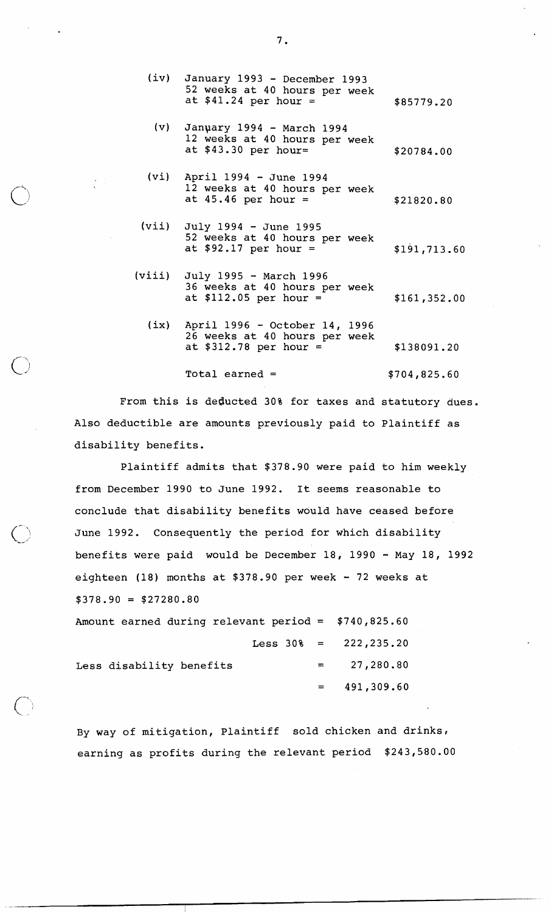(iv) January 1993 - December 1993
52 weeks at 40 hours per week
at $41.24 per hour = $85779.20

(v) January 1994 - March 1994
12 weeks at 40 hours per week
at $43.30 per hour= $20784.00

(vi) April 1994 - June 1994
12 weeks at 40 hours per week
at 45.46 per hour = $21820.80

(vii) July 1994 - June 1995
52 weeks at 40 hours per week
at $92.17 per hour = $191,713.60

(viii) July 1995 - March 1996
36 weeks at 40 hours per week
at $112.05 per hour = $161,352.00

(ix) April 1996 - October 14, 1996
26 weeks at 40 hours per week
at $312.78 per hour = $138091.20

Total earned = $704,825.60

From this is deducted 30% for taxes and statutory dues. Also deductible are amounts previously paid to Plaintiff as disability benefits.

Plaintiff admits that $378.90 were paid to him weekly from December 1990 to June 1992. It seems reasonable to conclude that disability benefits would have ceased before June 1992. Consequently the period for which disability benefits were paid would be December 18, 1990 - May 18, 1992 eighteen (18) months at $378.90 per week - 72 weeks at $378.90 = $27280.80

Amount earned during relevant period = $740,825.60

Less 30% = 222,235.20

Less disability benefits = 27,280.80

= 491,309.60

By way of mitigation, Plaintiff sold chicken and drinks, earning as profits during the relevant period $243,580.00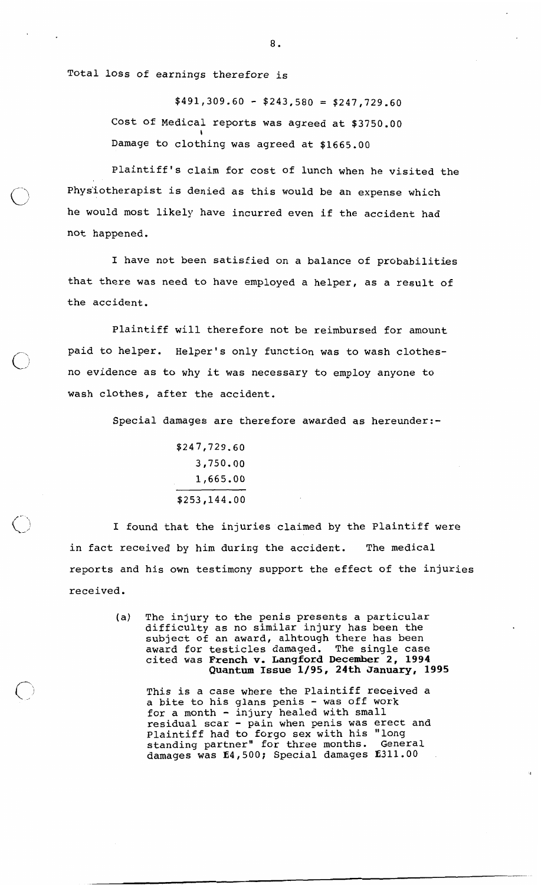Total loss of earnings therefore is

$491,309.60 - $243,580 = $247,729.60

Cost of Medical reports was agreed at $3750.00

Damage to clothing was agreed at $1665.00

Plaintiff's claim for cost of lunch when he visited the Physiotherapist is denied as this would be an expense which he would most likely have incurred even if the accident had not happened.

I have not been satisfied on a balance of probabilities that there was need to have employed a helper, as a result of the accident.

Plaintiff will therefore not be reimbursed for amount paid to helper. Helper's only function was to wash clothes- no evidence as to why it was necessary to employ anyone to wash clothes, after the accident.

Special damages are therefore awarded as hereunder:-

$247,729.60
3,750.00
1,665.00
$253,144.00

I found that the injuries claimed by the Plaintiff were in fact received by him during the accident. The medical reports and his own testimony support the effect of the injuries received.

(a) The injury to the penis presents a particular difficulty as no similar injury has been the subject of an award, alhtough there has been award for testicles damaged. The single case cited was **French v. Langford December 2, 1994 Quantum Issue 1/95, 24th January, 1995**

This is a case where the Plaintiff received a a bite to his glans penis - was off work for a month - injury healed with small residual scar - pain when penis was erect and Plaintiff had to forgo sex with his "long standing partner" for three months. General damages was £4,500; Special damages £311.00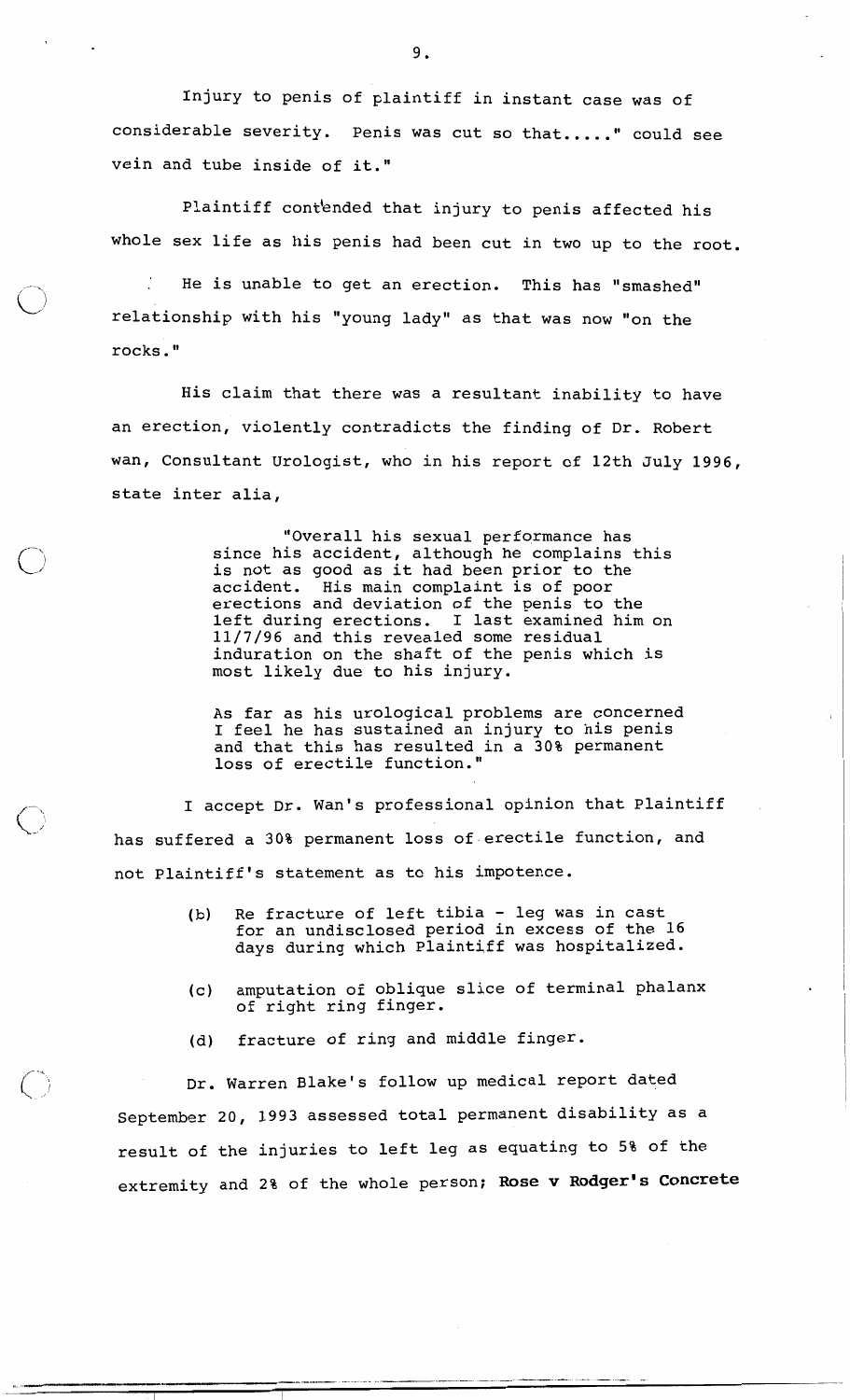Injury to penis of plaintiff in instant case was of considerable severity. Penis was cut so that....." could see vein and tube inside of it."

Plaintiff contended that injury to penis affected his whole sex life as his penis had been cut in two up to the root.

He is unable to get an erection. This has "smashed" relationship with his "young lady" as that was now "on the rocks."

His claim that there was a resultant inability to have an erection, violently contradicts the finding of Dr. Robert wan, Consultant Urologist, who in his report of 12th July 1996, state inter alia,

> "Overall his sexual performance has since his accident, although he complains this is not as good as it had been prior to the accident. His main complaint is of poor erections and deviation of the penis to the left during erections. I last examined him on 11/7/96 and this revealed some residual induration on the shaft of the penis which is most likely due to his injury.
>
> As far as his urological problems are concerned I feel he has sustained an injury to his penis and that this has resulted in a 30% permanent loss of erectile function."

I accept Dr. Wan's professional opinion that Plaintiff has suffered a 30% permanent loss of erectile function, and not Plaintiff's statement as to his impotence.

(b) Re fracture of left tibia - leg was in cast for an undisclosed period in excess of the 16 days during which Plaintiff was hospitalized.

(c) amputation of oblique slice of terminal phalanx of right ring finger.

(d) fracture of ring and middle finger.

Dr. Warren Blake's follow up medical report dated September 20, 1993 assessed total permanent disability as a result of the injuries to left leg as equating to 5% of the extremity and 2% of the whole person; **Rose v Rodger's Concrete**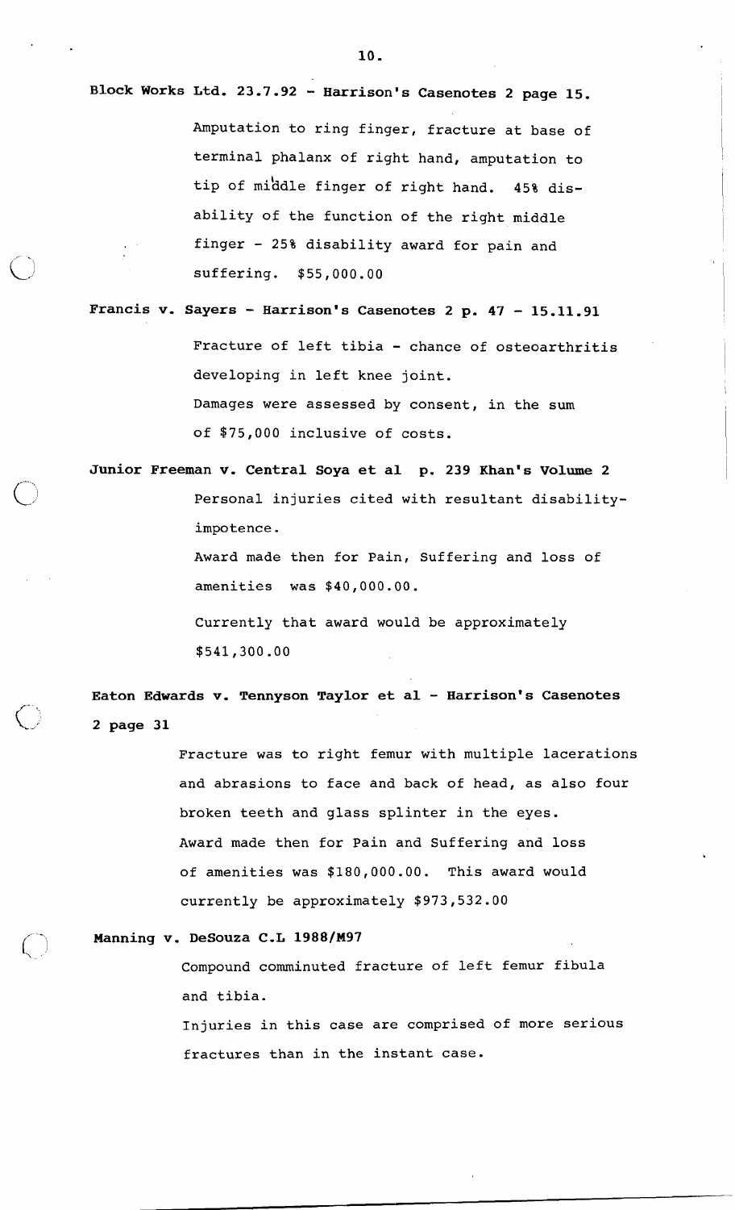**Block Works Ltd. 23.7.92 - Harrison's Casenotes 2 page 15.**

Amputation to ring finger, fracture at base of terminal phalanx of right hand, amputation to tip of middle finger of right hand. 45% disability of the function of the right middle finger - 25% disability award for pain and suffering. $55,000.00

**Francis v. Sayers - Harrison's Casenotes 2 p. 47 - 15.11.91**

Fracture of left tibia - chance of osteoarthritis developing in left knee joint.
Damages were assessed by consent, in the sum of $75,000 inclusive of costs.

**Junior Freeman v. Central Soya et al p. 239 Khan's Volume 2**

Personal injuries cited with resultant disability-impotence.

Award made then for Pain, Suffering and loss of amenities was $40,000.00.

Currently that award would be approximately $541,300.00

**Eaton Edwards v. Tennyson Taylor et al - Harrison's Casenotes 2 page 31**

Fracture was to right femur with multiple lacerations and abrasions to face and back of head, as also four broken teeth and glass splinter in the eyes.
Award made then for Pain and Suffering and loss of amenities was $180,000.00. This award would currently be approximately $973,532.00

**Manning v. DeSouza C.L 1988/M97**

Compound comminuted fracture of left femur fibula and tibia.

Injuries in this case are comprised of more serious fractures than in the instant case.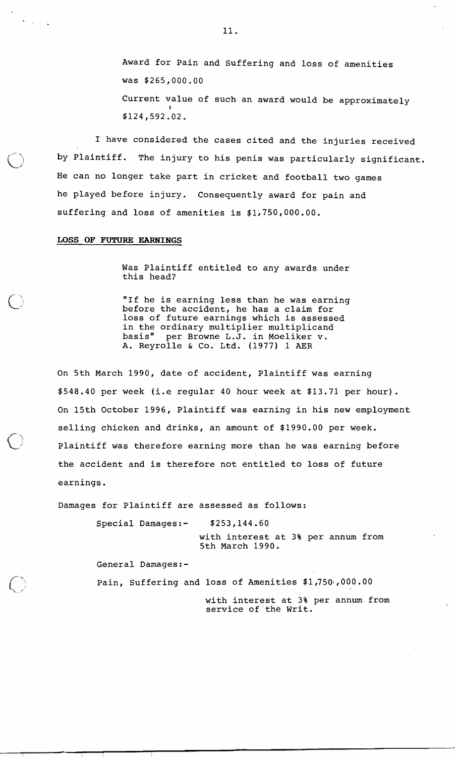Award for Pain and Suffering and loss of amenities was $265,000.00

Current value of such an award would be approximately $124,592.02.

I have considered the cases cited and the injuries received by Plaintiff. The injury to his penis was particularly significant. He can no longer take part in cricket and football two games he played before injury. Consequently award for pain and suffering and loss of amenities is $1,750,000.00.

**LOSS OF FUTURE EARNINGS**

> Was Plaintiff entitled to any awards under this head?
>
> "If he is earning less than he was earning before the accident, he has a claim for loss of future earnings which is assessed in the ordinary multiplier multiplicand basis" per Browne L.J. in Moeliker v. A. Reyrolle & Co. Ltd. (1977) 1 AER

On 5th March 1990, date of accident, Plaintiff was earning $548.40 per week (i.e regular 40 hour week at $13.71 per hour). On 15th October 1996, Plaintiff was earning in his new employment selling chicken and drinks, an amount of $1990.00 per week. Plaintiff was therefore earning more than he was earning before the accident and is therefore not entitled to loss of future earnings.

Damages for Plaintiff are assessed as follows:

Special Damages:- $253,144.60

with interest at 3% per annum from 5th March 1990.

General Damages:-

Pain, Suffering and loss of Amenities $1,750,000.00

with interest at 3% per annum from service of the Writ.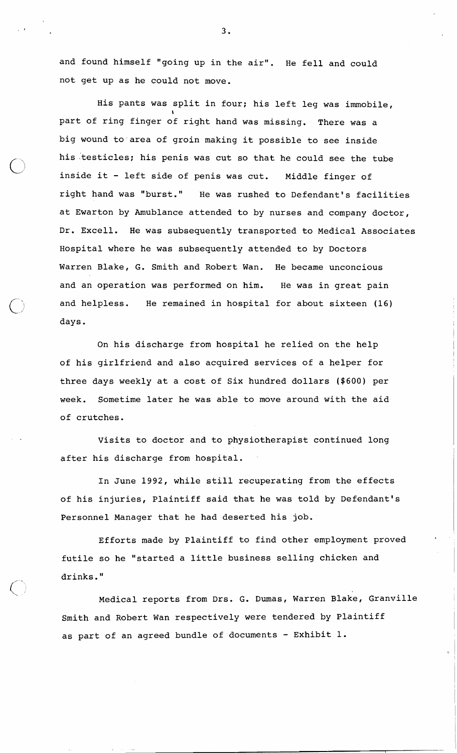and found himself "going up in the air". He fell and could not get up as he could not move.

His pants was split in four; his left leg was immobile, part of ring finger of right hand was missing. There was a big wound to area of groin making it possible to see inside his testicles; his penis was cut so that he could see the tube inside it - left side of penis was cut. Middle finger of right hand was "burst." He was rushed to Defendant's facilities at Ewarton by Amublance attended to by nurses and company doctor, Dr. Excell. He was subsequently transported to Medical Associates Hospital where he was subsequently attended to by Doctors Warren Blake, G. Smith and Robert Wan. He became unconcious and an operation was performed on him. He was in great pain and helpless. He remained in hospital for about sixteen (16) days.

On his discharge from hospital he relied on the help of his girlfriend and also acquired services of a helper for three days weekly at a cost of Six hundred dollars ($600) per week. Sometime later he was able to move around with the aid of crutches.

Visits to doctor and to physiotherapist continued long after his discharge from hospital.

In June 1992, while still recuperating from the effects of his injuries, Plaintiff said that he was told by Defendant's Personnel Manager that he had deserted his job.

Efforts made by Plaintiff to find other employment proved futile so he "started a little business selling chicken and drinks."

Medical reports from Drs. G. Dumas, Warren Blake, Granville Smith and Robert Wan respectively were tendered by Plaintiff as part of an agreed bundle of documents - Exhibit 1.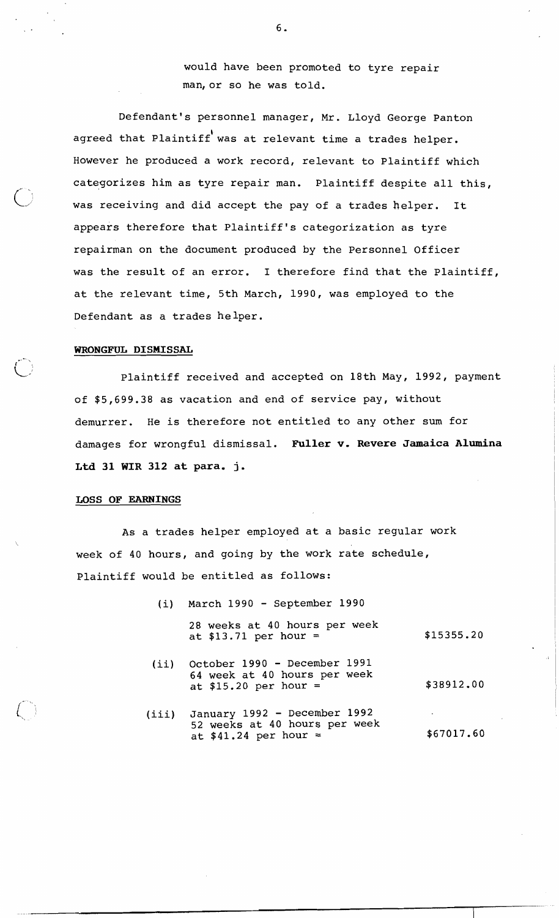would have been promoted to tyre repair man, or so he was told.

Defendant's personnel manager, Mr. Lloyd George Panton agreed that Plaintiff was at relevant time a trades helper. However he produced a work record, relevant to Plaintiff which categorizes him as tyre repair man. Plaintiff despite all this, was receiving and did accept the pay of a trades helper. It appears therefore that Plaintiff's categorization as tyre repairman on the document produced by the Personnel Officer was the result of an error. I therefore find that the Plaintiff, at the relevant time, 5th March, 1990, was employed to the Defendant as a trades helper.

**WRONGFUL DISMISSAL**

Plaintiff received and accepted on 18th May, 1992, payment of $5,699.38 as vacation and end of service pay, without demurrer. He is therefore not entitled to any other sum for damages for wrongful dismissal. **Fuller v. Revere Jamaica Alumina Ltd 31 WIR 312 at para. j.**

**LOSS OF EARNINGS**

As a trades helper employed at a basic regular work week of 40 hours, and going by the work rate schedule, Plaintiff would be entitled as follows:

| | | |
|---|---|---|
| (i) | March 1990 - September 1990<br>28 weeks at 40 hours per week at $13.71 per hour = | $15355.20 |
| (ii) | October 1990 - December 1991<br>64 week at 40 hours per week at $15.20 per hour = | $38912.00 |
| (iii) | January 1992 - December 1992<br>52 weeks at 40 hours per week at $41.24 per hour = | $67017.60 |